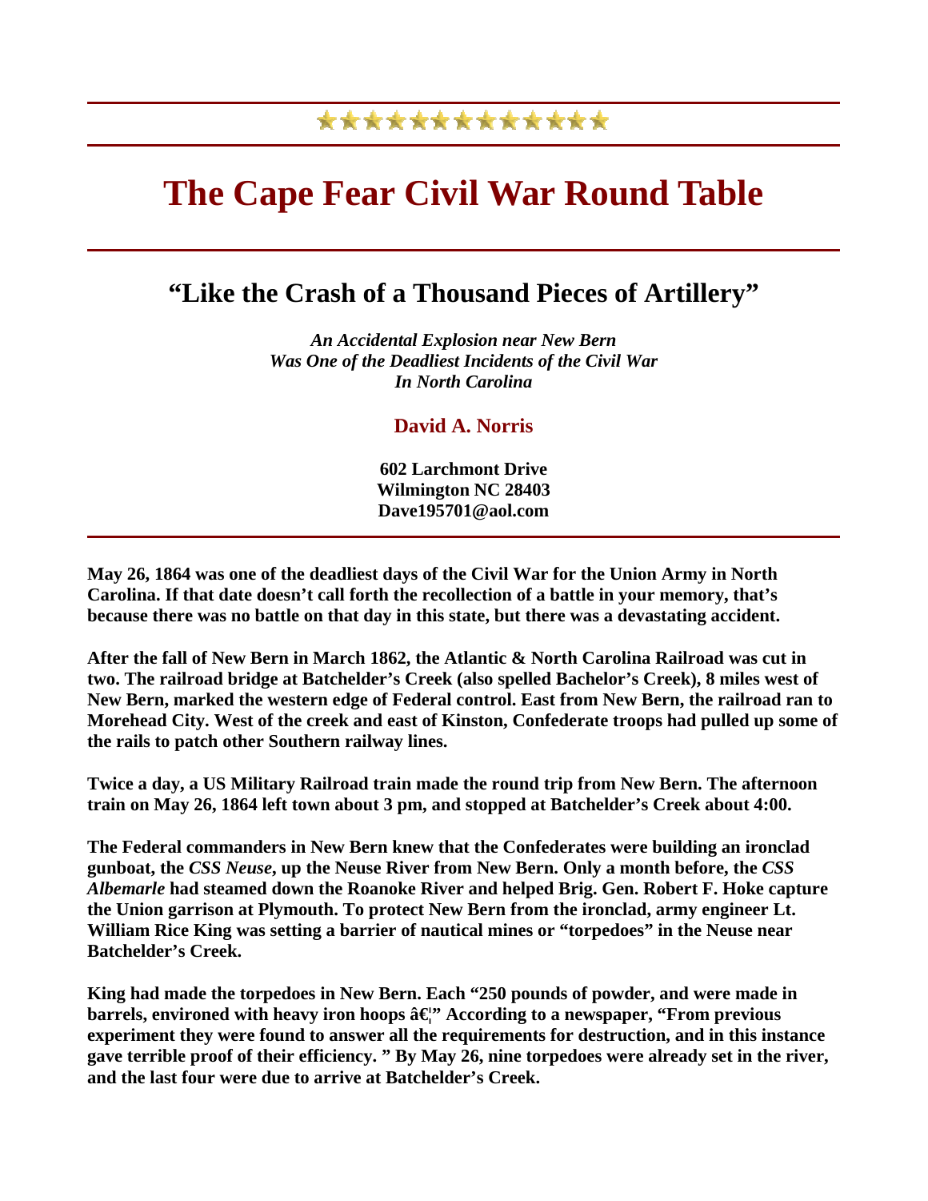# The Cape Fear Civil War Round Table

## "Like the Crash of a Thousand Pieces of Artillery"

*An Accidental Explosion near New Bern*
*Was One of the Deadliest Incidents of the Civil War*
*In North Carolina*

**David A. Norris**

**602 Larchmont Drive**
**Wilmington NC 28403**
**Dave195701@aol.com**

**May 26, 1864 was one of the deadliest days of the Civil War for the Union Army in North Carolina. If that date doesn't call forth the recollection of a battle in your memory, that's because there was no battle on that day in this state, but there was a devastating accident.**

**After the fall of New Bern in March 1862, the Atlantic & North Carolina Railroad was cut in two. The railroad bridge at Batchelder's Creek (also spelled Bachelor's Creek), 8 miles west of New Bern, marked the western edge of Federal control. East from New Bern, the railroad ran to Morehead City. West of the creek and east of Kinston, Confederate troops had pulled up some of the rails to patch other Southern railway lines.**

**Twice a day, a US Military Railroad train made the round trip from New Bern. The afternoon train on May 26, 1864 left town about 3 pm, and stopped at Batchelder's Creek about 4:00.**

**The Federal commanders in New Bern knew that the Confederates were building an ironclad gunboat, the *CSS Neuse*, up the Neuse River from New Bern. Only a month before, the *CSS Albemarle* had steamed down the Roanoke River and helped Brig. Gen. Robert F. Hoke capture the Union garrison at Plymouth. To protect New Bern from the ironclad, army engineer Lt. William Rice King was setting a barrier of nautical mines or "torpedoes" in the Neuse near Batchelder's Creek.**

**King had made the torpedoes in New Bern. Each "250 pounds of powder, and were made in barrels, environed with heavy iron hoops â€¦" According to a newspaper, "From previous experiment they were found to answer all the requirements for destruction, and in this instance gave terrible proof of their efficiency. " By May 26, nine torpedoes were already set in the river, and the last four were due to arrive at Batchelder's Creek.**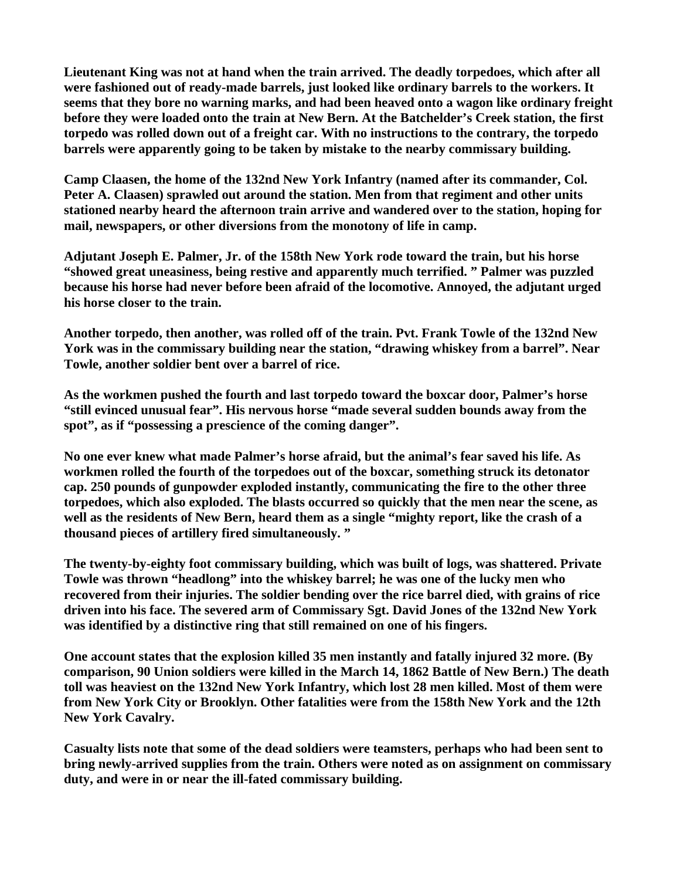**Lieutenant King was not at hand when the train arrived. The deadly torpedoes, which after all were fashioned out of ready-made barrels, just looked like ordinary barrels to the workers. It seems that they bore no warning marks, and had been heaved onto a wagon like ordinary freight before they were loaded onto the train at New Bern. At the Batchelder's Creek station, the first torpedo was rolled down out of a freight car. With no instructions to the contrary, the torpedo barrels were apparently going to be taken by mistake to the nearby commissary building.**

**Camp Claasen, the home of the 132nd New York Infantry (named after its commander, Col. Peter A. Claasen) sprawled out around the station. Men from that regiment and other units stationed nearby heard the afternoon train arrive and wandered over to the station, hoping for mail, newspapers, or other diversions from the monotony of life in camp.**

**Adjutant Joseph E. Palmer, Jr. of the 158th New York rode toward the train, but his horse "showed great uneasiness, being restive and apparently much terrified. " Palmer was puzzled because his horse had never before been afraid of the locomotive. Annoyed, the adjutant urged his horse closer to the train.**

**Another torpedo, then another, was rolled off of the train. Pvt. Frank Towle of the 132nd New York was in the commissary building near the station, "drawing whiskey from a barrel". Near Towle, another soldier bent over a barrel of rice.**

**As the workmen pushed the fourth and last torpedo toward the boxcar door, Palmer's horse "still evinced unusual fear". His nervous horse "made several sudden bounds away from the spot", as if "possessing a prescience of the coming danger".**

**No one ever knew what made Palmer's horse afraid, but the animal's fear saved his life. As workmen rolled the fourth of the torpedoes out of the boxcar, something struck its detonator cap. 250 pounds of gunpowder exploded instantly, communicating the fire to the other three torpedoes, which also exploded. The blasts occurred so quickly that the men near the scene, as well as the residents of New Bern, heard them as a single "mighty report, like the crash of a thousand pieces of artillery fired simultaneously. "**

**The twenty-by-eighty foot commissary building, which was built of logs, was shattered. Private Towle was thrown "headlong" into the whiskey barrel; he was one of the lucky men who recovered from their injuries. The soldier bending over the rice barrel died, with grains of rice driven into his face. The severed arm of Commissary Sgt. David Jones of the 132nd New York was identified by a distinctive ring that still remained on one of his fingers.**

**One account states that the explosion killed 35 men instantly and fatally injured 32 more. (By comparison, 90 Union soldiers were killed in the March 14, 1862 Battle of New Bern.) The death toll was heaviest on the 132nd New York Infantry, which lost 28 men killed. Most of them were from New York City or Brooklyn. Other fatalities were from the 158th New York and the 12th New York Cavalry.**

**Casualty lists note that some of the dead soldiers were teamsters, perhaps who had been sent to bring newly-arrived supplies from the train. Others were noted as on assignment on commissary duty, and were in or near the ill-fated commissary building.**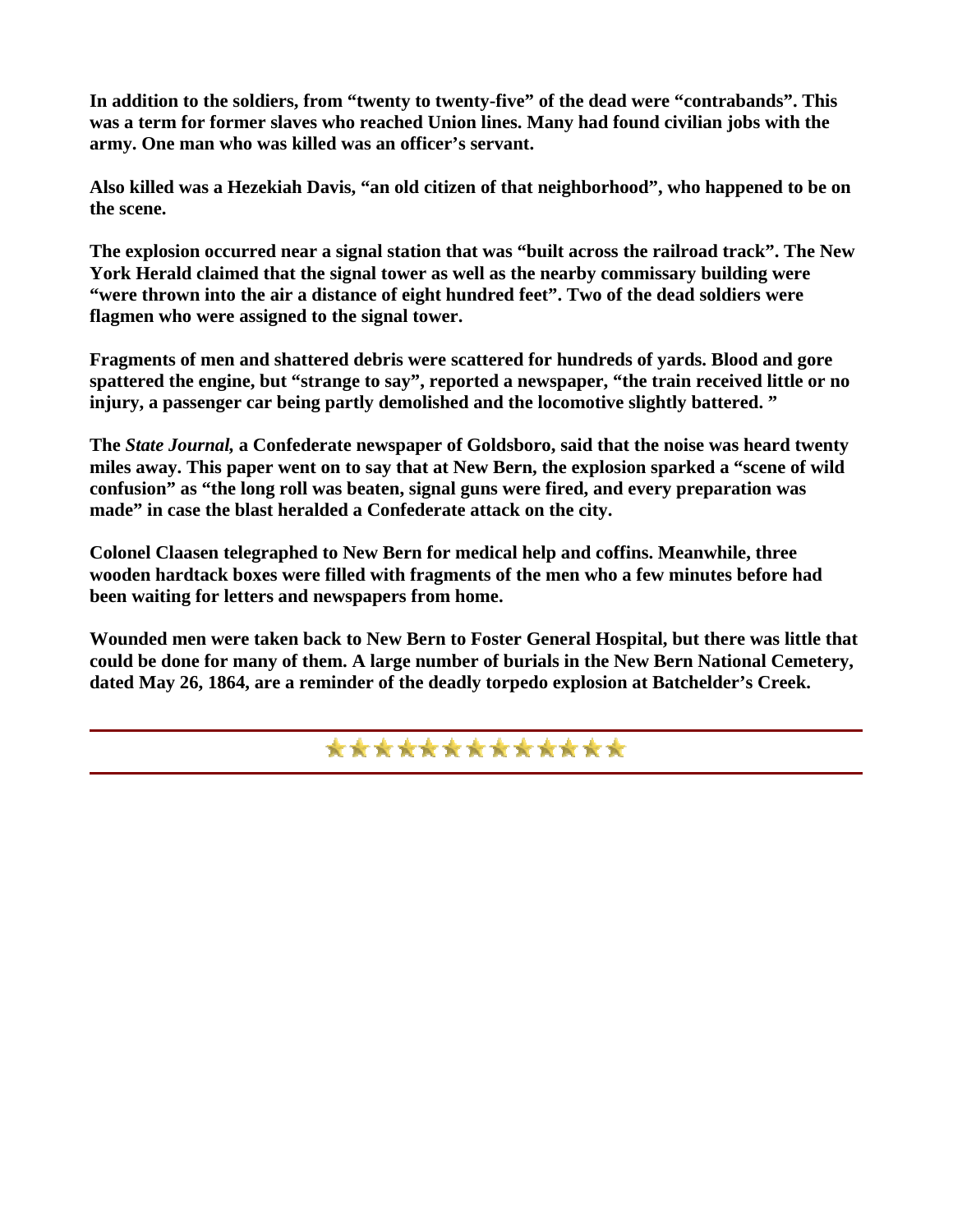**In addition to the soldiers, from "twenty to twenty-five" of the dead were "contrabands". This was a term for former slaves who reached Union lines. Many had found civilian jobs with the army. One man who was killed was an officer's servant.**

**Also killed was a Hezekiah Davis, "an old citizen of that neighborhood", who happened to be on the scene.**

**The explosion occurred near a signal station that was "built across the railroad track". The New York Herald claimed that the signal tower as well as the nearby commissary building were "were thrown into the air a distance of eight hundred feet". Two of the dead soldiers were flagmen who were assigned to the signal tower.**

**Fragments of men and shattered debris were scattered for hundreds of yards. Blood and gore spattered the engine, but "strange to say", reported a newspaper, "the train received little or no injury, a passenger car being partly demolished and the locomotive slightly battered. "**

**The *State Journal,* a Confederate newspaper of Goldsboro, said that the noise was heard twenty miles away. This paper went on to say that at New Bern, the explosion sparked a "scene of wild confusion" as "the long roll was beaten, signal guns were fired, and every preparation was made" in case the blast heralded a Confederate attack on the city.**

**Colonel Claasen telegraphed to New Bern for medical help and coffins. Meanwhile, three wooden hardtack boxes were filled with fragments of the men who a few minutes before had been waiting for letters and newspapers from home.**

**Wounded men were taken back to New Bern to Foster General Hospital, but there was little that could be done for many of them. A large number of burials in the New Bern National Cemetery, dated May 26, 1864, are a reminder of the deadly torpedo explosion at Batchelder's Creek.**

---